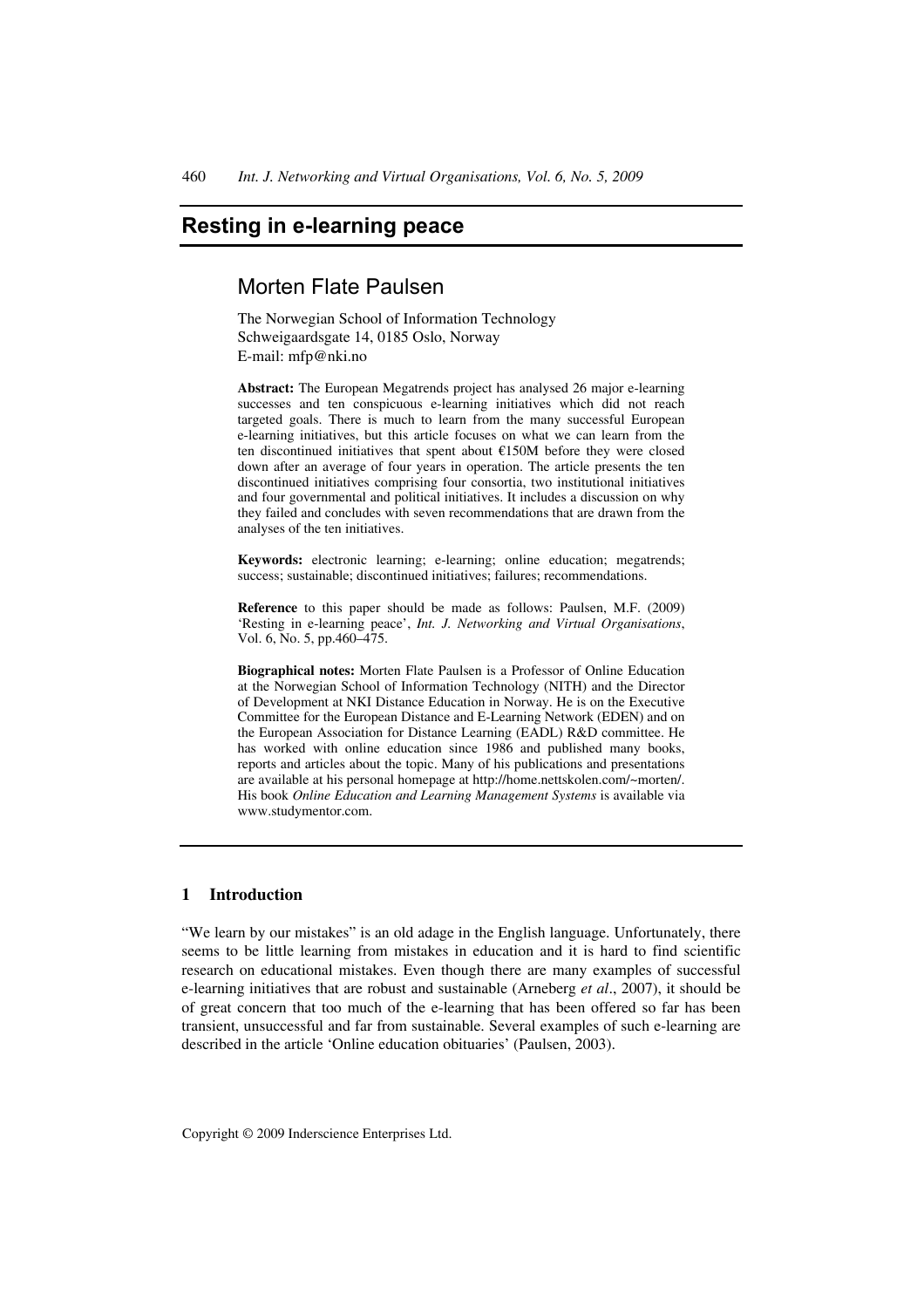# Resting in e-learning peace

## Morten Flate Paulsen

The Norwegian School of Information Technology
Schweigaardsgate 14, 0185 Oslo, Norway
E-mail: mfp@nki.no

**Abstract:** The European Megatrends project has analysed 26 major e-learning successes and ten conspicuous e-learning initiatives which did not reach targeted goals. There is much to learn from the many successful European e-learning initiatives, but this article focuses on what we can learn from the ten discontinued initiatives that spent about €150M before they were closed down after an average of four years in operation. The article presents the ten discontinued initiatives comprising four consortia, two institutional initiatives and four governmental and political initiatives. It includes a discussion on why they failed and concludes with seven recommendations that are drawn from the analyses of the ten initiatives.

**Keywords:** electronic learning; e-learning; online education; megatrends; success; sustainable; discontinued initiatives; failures; recommendations.

**Reference** to this paper should be made as follows: Paulsen, M.F. (2009) 'Resting in e-learning peace', *Int. J. Networking and Virtual Organisations*, Vol. 6, No. 5, pp.460–475.

**Biographical notes:** Morten Flate Paulsen is a Professor of Online Education at the Norwegian School of Information Technology (NITH) and the Director of Development at NKI Distance Education in Norway. He is on the Executive Committee for the European Distance and E-Learning Network (EDEN) and on the European Association for Distance Learning (EADL) R&D committee. He has worked with online education since 1986 and published many books, reports and articles about the topic. Many of his publications and presentations are available at his personal homepage at http://home.nettskolen.com/~morten/. His book *Online Education and Learning Management Systems* is available via www.studymentor.com.

## 1 Introduction

"We learn by our mistakes" is an old adage in the English language. Unfortunately, there seems to be little learning from mistakes in education and it is hard to find scientific research on educational mistakes. Even though there are many examples of successful e-learning initiatives that are robust and sustainable (Arneberg *et al*., 2007), it should be of great concern that too much of the e-learning that has been offered so far has been transient, unsuccessful and far from sustainable. Several examples of such e-learning are described in the article 'Online education obituaries' (Paulsen, 2003).

Copyright © 2009 Inderscience Enterprises Ltd.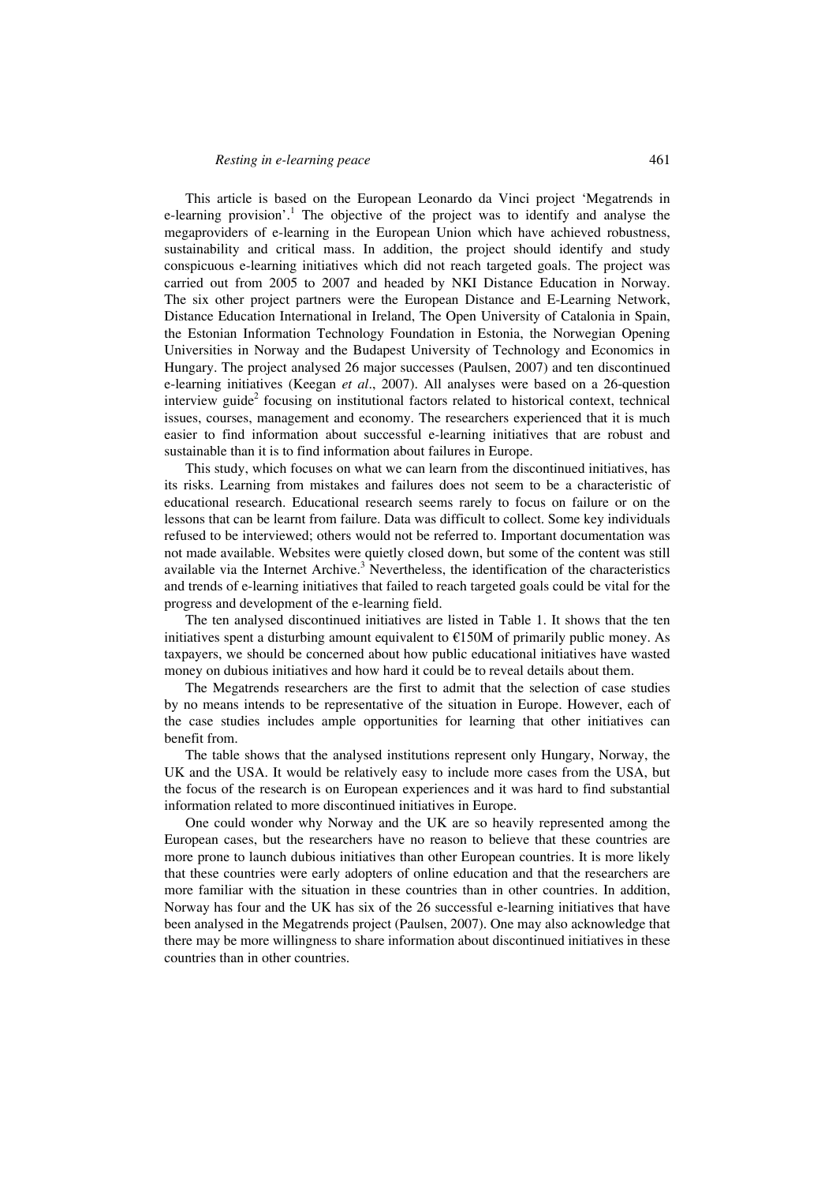This article is based on the European Leonardo da Vinci project 'Megatrends in e-learning provision'.[1] The objective of the project was to identify and analyse the megaproviders of e-learning in the European Union which have achieved robustness, sustainability and critical mass. In addition, the project should identify and study conspicuous e-learning initiatives which did not reach targeted goals. The project was carried out from 2005 to 2007 and headed by NKI Distance Education in Norway. The six other project partners were the European Distance and E-Learning Network, Distance Education International in Ireland, The Open University of Catalonia in Spain, the Estonian Information Technology Foundation in Estonia, the Norwegian Opening Universities in Norway and the Budapest University of Technology and Economics in Hungary. The project analysed 26 major successes (Paulsen, 2007) and ten discontinued e-learning initiatives (Keegan *et al*., 2007). All analyses were based on a 26-question interview guide[2] focusing on institutional factors related to historical context, technical issues, courses, management and economy. The researchers experienced that it is much easier to find information about successful e-learning initiatives that are robust and sustainable than it is to find information about failures in Europe.

This study, which focuses on what we can learn from the discontinued initiatives, has its risks. Learning from mistakes and failures does not seem to be a characteristic of educational research. Educational research seems rarely to focus on failure or on the lessons that can be learnt from failure. Data was difficult to collect. Some key individuals refused to be interviewed; others would not be referred to. Important documentation was not made available. Websites were quietly closed down, but some of the content was still available via the Internet Archive.[3] Nevertheless, the identification of the characteristics and trends of e-learning initiatives that failed to reach targeted goals could be vital for the progress and development of the e-learning field.

The ten analysed discontinued initiatives are listed in Table 1. It shows that the ten initiatives spent a disturbing amount equivalent to €150M of primarily public money. As taxpayers, we should be concerned about how public educational initiatives have wasted money on dubious initiatives and how hard it could be to reveal details about them.

The Megatrends researchers are the first to admit that the selection of case studies by no means intends to be representative of the situation in Europe. However, each of the case studies includes ample opportunities for learning that other initiatives can benefit from.

The table shows that the analysed institutions represent only Hungary, Norway, the UK and the USA. It would be relatively easy to include more cases from the USA, but the focus of the research is on European experiences and it was hard to find substantial information related to more discontinued initiatives in Europe.

One could wonder why Norway and the UK are so heavily represented among the European cases, but the researchers have no reason to believe that these countries are more prone to launch dubious initiatives than other European countries. It is more likely that these countries were early adopters of online education and that the researchers are more familiar with the situation in these countries than in other countries. In addition, Norway has four and the UK has six of the 26 successful e-learning initiatives that have been analysed in the Megatrends project (Paulsen, 2007). One may also acknowledge that there may be more willingness to share information about discontinued initiatives in these countries than in other countries.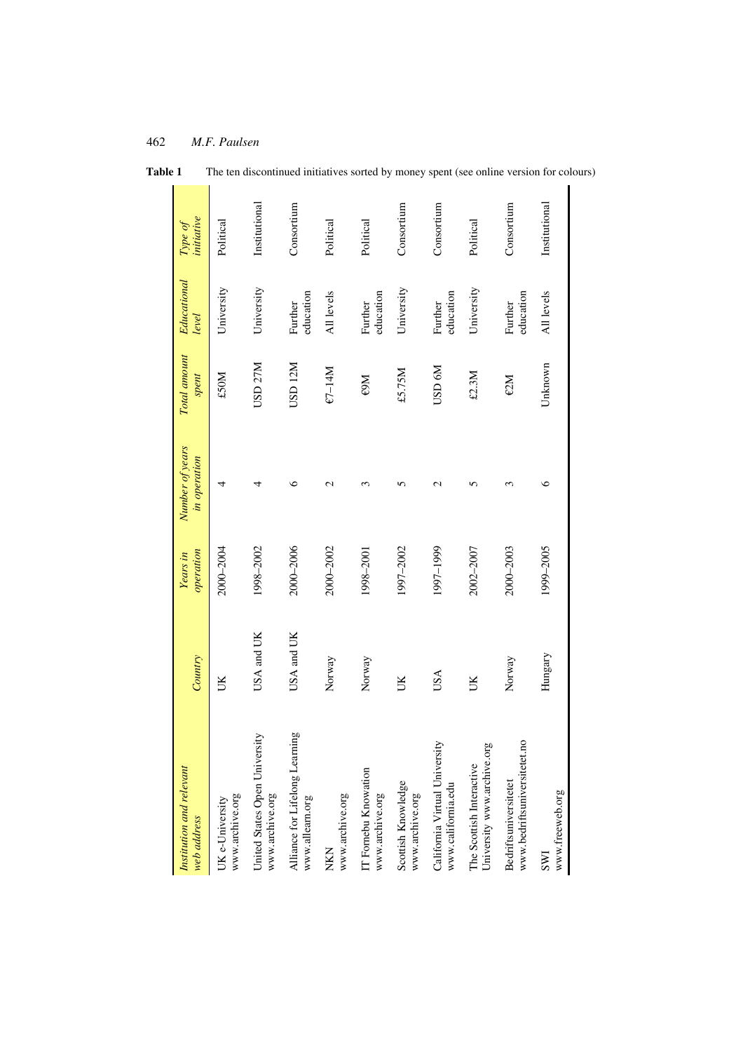**Table 1** The ten discontinued initiatives sorted by money spent (see online version for colours)

| *Institution and relevant web address* | *Country* | *Years in operation* | *Number of years in operation* | *Total amount spent* | *Educational level* | *Type of initiative* |
|---|---|---|---|---|---|---|
| UK e-University www.archive.org | UK | 2000–2004 | 4 | £50M | University | Political |
| United States Open University www.archive.org | USA and UK | 1998–2002 | 4 | USD 27M | University | Institutional |
| Alliance for Lifelong Learning www.allearn.org | USA and UK | 2000–2006 | 6 | USD 12M | Further education | Consortium |
| NKN www.archive.org | Norway | 2000–2002 | 2 | €7–14M | All levels | Political |
| IT Fornebu Knowation www.archive.org | Norway | 1998–2001 | 3 | €9M | Further education | Political |
| Scottish Knowledge www.archive.org | UK | 1997–2002 | 5 | £5.75M | University | Consortium |
| California Virtual University www.california.edu | USA | 1997–1999 | 2 | USD 6M | Further education | Consortium |
| The Scottish Interactive University www.archive.org | UK | 2002–2007 | 5 | £2.3M | University | Political |
| Bedriftsuniversitetet www.bedriftsuniversitetet.no | Norway | 2000–2003 | 3 | €2M | Further education | Consortium |
| SWI www.freeweb.org | Hungary | 1999–2005 | 6 | Unknown | All levels | Institutional |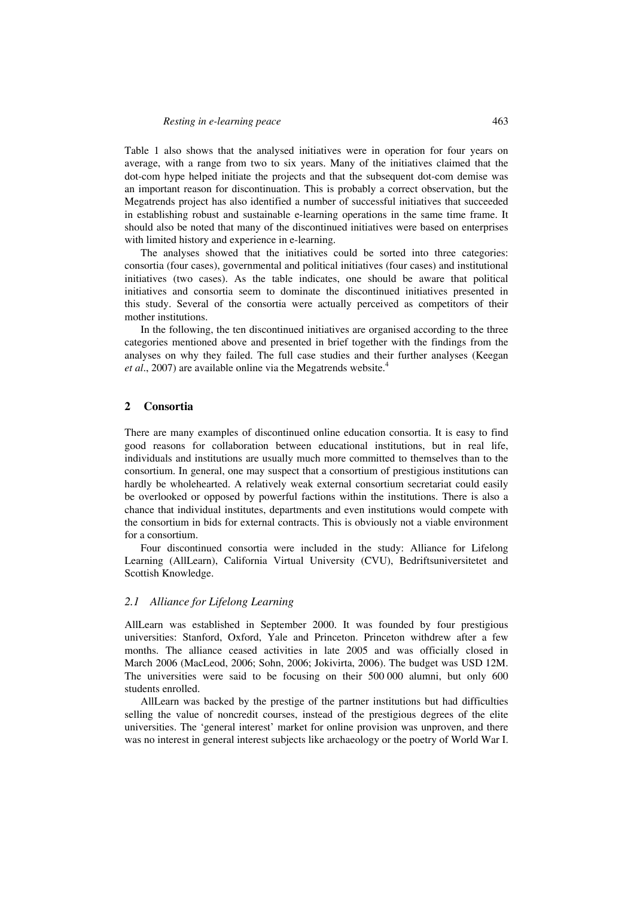Table 1 also shows that the analysed initiatives were in operation for four years on average, with a range from two to six years. Many of the initiatives claimed that the dot-com hype helped initiate the projects and that the subsequent dot-com demise was an important reason for discontinuation. This is probably a correct observation, but the Megatrends project has also identified a number of successful initiatives that succeeded in establishing robust and sustainable e-learning operations in the same time frame. It should also be noted that many of the discontinued initiatives were based on enterprises with limited history and experience in e-learning.

The analyses showed that the initiatives could be sorted into three categories: consortia (four cases), governmental and political initiatives (four cases) and institutional initiatives (two cases). As the table indicates, one should be aware that political initiatives and consortia seem to dominate the discontinued initiatives presented in this study. Several of the consortia were actually perceived as competitors of their mother institutions.

In the following, the ten discontinued initiatives are organised according to the three categories mentioned above and presented in brief together with the findings from the analyses on why they failed. The full case studies and their further analyses (Keegan *et al*., 2007) are available online via the Megatrends website.[4]

## 2 Consortia

There are many examples of discontinued online education consortia. It is easy to find good reasons for collaboration between educational institutions, but in real life, individuals and institutions are usually much more committed to themselves than to the consortium. In general, one may suspect that a consortium of prestigious institutions can hardly be wholehearted. A relatively weak external consortium secretariat could easily be overlooked or opposed by powerful factions within the institutions. There is also a chance that individual institutes, departments and even institutions would compete with the consortium in bids for external contracts. This is obviously not a viable environment for a consortium.

Four discontinued consortia were included in the study: Alliance for Lifelong Learning (AllLearn), California Virtual University (CVU), Bedriftsuniversitetet and Scottish Knowledge.

### *2.1 Alliance for Lifelong Learning*

AllLearn was established in September 2000. It was founded by four prestigious universities: Stanford, Oxford, Yale and Princeton. Princeton withdrew after a few months. The alliance ceased activities in late 2005 and was officially closed in March 2006 (MacLeod, 2006; Sohn, 2006; Jokivirta, 2006). The budget was USD 12M. The universities were said to be focusing on their 500 000 alumni, but only 600 students enrolled.

AllLearn was backed by the prestige of the partner institutions but had difficulties selling the value of noncredit courses, instead of the prestigious degrees of the elite universities. The 'general interest' market for online provision was unproven, and there was no interest in general interest subjects like archaeology or the poetry of World War I.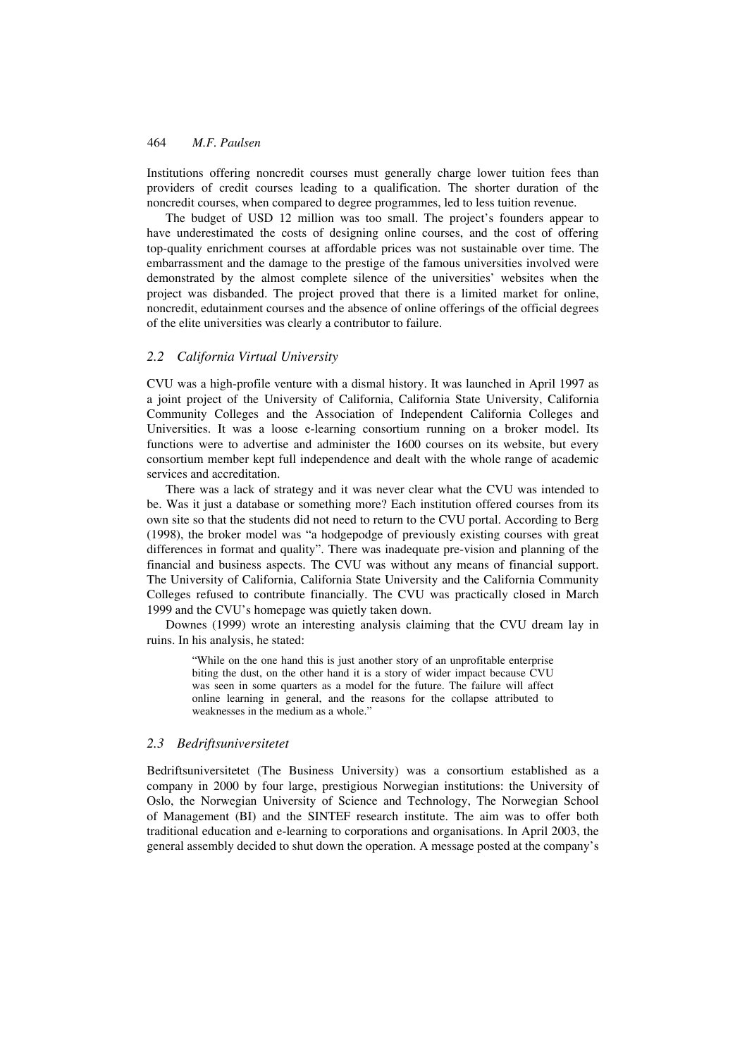Institutions offering noncredit courses must generally charge lower tuition fees than providers of credit courses leading to a qualification. The shorter duration of the noncredit courses, when compared to degree programmes, led to less tuition revenue.

The budget of USD 12 million was too small. The project's founders appear to have underestimated the costs of designing online courses, and the cost of offering top-quality enrichment courses at affordable prices was not sustainable over time. The embarrassment and the damage to the prestige of the famous universities involved were demonstrated by the almost complete silence of the universities' websites when the project was disbanded. The project proved that there is a limited market for online, noncredit, edutainment courses and the absence of online offerings of the official degrees of the elite universities was clearly a contributor to failure.

### *2.2 California Virtual University*

CVU was a high-profile venture with a dismal history. It was launched in April 1997 as a joint project of the University of California, California State University, California Community Colleges and the Association of Independent California Colleges and Universities. It was a loose e-learning consortium running on a broker model. Its functions were to advertise and administer the 1600 courses on its website, but every consortium member kept full independence and dealt with the whole range of academic services and accreditation.

There was a lack of strategy and it was never clear what the CVU was intended to be. Was it just a database or something more? Each institution offered courses from its own site so that the students did not need to return to the CVU portal. According to Berg (1998), the broker model was "a hodgepodge of previously existing courses with great differences in format and quality". There was inadequate pre-vision and planning of the financial and business aspects. The CVU was without any means of financial support. The University of California, California State University and the California Community Colleges refused to contribute financially. The CVU was practically closed in March 1999 and the CVU's homepage was quietly taken down.

Downes (1999) wrote an interesting analysis claiming that the CVU dream lay in ruins. In his analysis, he stated:

> "While on the one hand this is just another story of an unprofitable enterprise biting the dust, on the other hand it is a story of wider impact because CVU was seen in some quarters as a model for the future. The failure will affect online learning in general, and the reasons for the collapse attributed to weaknesses in the medium as a whole."

### *2.3 Bedriftsuniversitetet*

Bedriftsuniversitetet (The Business University) was a consortium established as a company in 2000 by four large, prestigious Norwegian institutions: the University of Oslo, the Norwegian University of Science and Technology, The Norwegian School of Management (BI) and the SINTEF research institute. The aim was to offer both traditional education and e-learning to corporations and organisations. In April 2003, the general assembly decided to shut down the operation. A message posted at the company's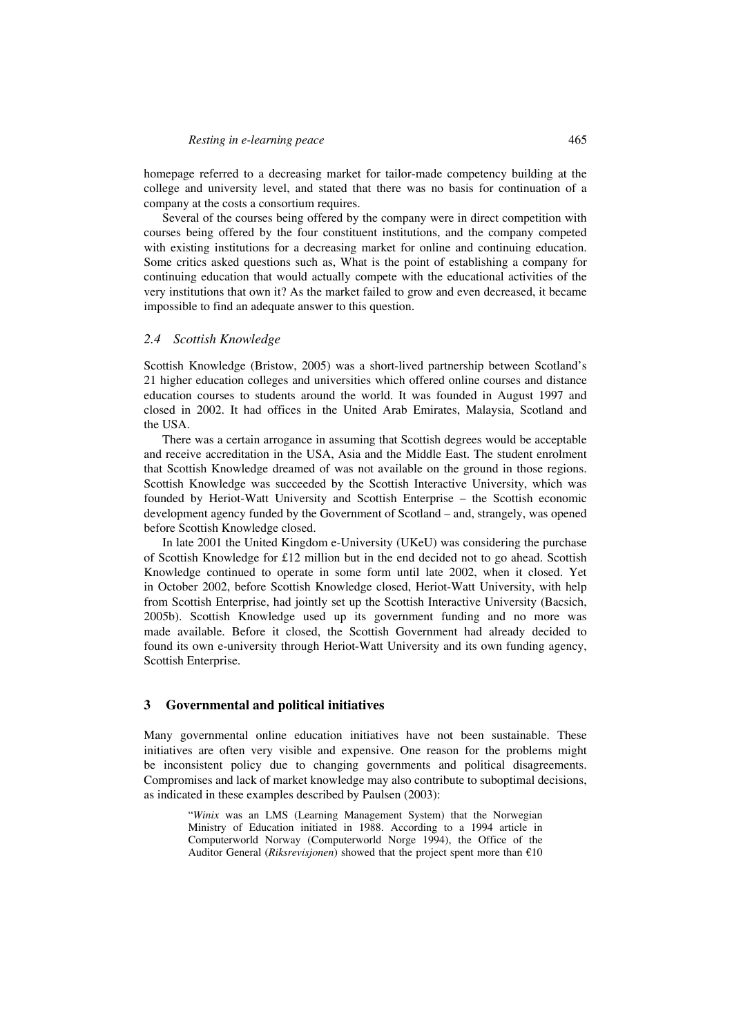homepage referred to a decreasing market for tailor-made competency building at the college and university level, and stated that there was no basis for continuation of a company at the costs a consortium requires.

Several of the courses being offered by the company were in direct competition with courses being offered by the four constituent institutions, and the company competed with existing institutions for a decreasing market for online and continuing education. Some critics asked questions such as, What is the point of establishing a company for continuing education that would actually compete with the educational activities of the very institutions that own it? As the market failed to grow and even decreased, it became impossible to find an adequate answer to this question.

### *2.4 Scottish Knowledge*

Scottish Knowledge (Bristow, 2005) was a short-lived partnership between Scotland's 21 higher education colleges and universities which offered online courses and distance education courses to students around the world. It was founded in August 1997 and closed in 2002. It had offices in the United Arab Emirates, Malaysia, Scotland and the USA.

There was a certain arrogance in assuming that Scottish degrees would be acceptable and receive accreditation in the USA, Asia and the Middle East. The student enrolment that Scottish Knowledge dreamed of was not available on the ground in those regions. Scottish Knowledge was succeeded by the Scottish Interactive University, which was founded by Heriot-Watt University and Scottish Enterprise – the Scottish economic development agency funded by the Government of Scotland – and, strangely, was opened before Scottish Knowledge closed.

In late 2001 the United Kingdom e-University (UKeU) was considering the purchase of Scottish Knowledge for £12 million but in the end decided not to go ahead. Scottish Knowledge continued to operate in some form until late 2002, when it closed. Yet in October 2002, before Scottish Knowledge closed, Heriot-Watt University, with help from Scottish Enterprise, had jointly set up the Scottish Interactive University (Bacsich, 2005b). Scottish Knowledge used up its government funding and no more was made available. Before it closed, the Scottish Government had already decided to found its own e-university through Heriot-Watt University and its own funding agency, Scottish Enterprise.

## 3 Governmental and political initiatives

Many governmental online education initiatives have not been sustainable. These initiatives are often very visible and expensive. One reason for the problems might be inconsistent policy due to changing governments and political disagreements. Compromises and lack of market knowledge may also contribute to suboptimal decisions, as indicated in these examples described by Paulsen (2003):

> "*Winix* was an LMS (Learning Management System) that the Norwegian Ministry of Education initiated in 1988. According to a 1994 article in Computerworld Norway (Computerworld Norge 1994), the Office of the Auditor General (*Riksrevisjonen*) showed that the project spent more than €10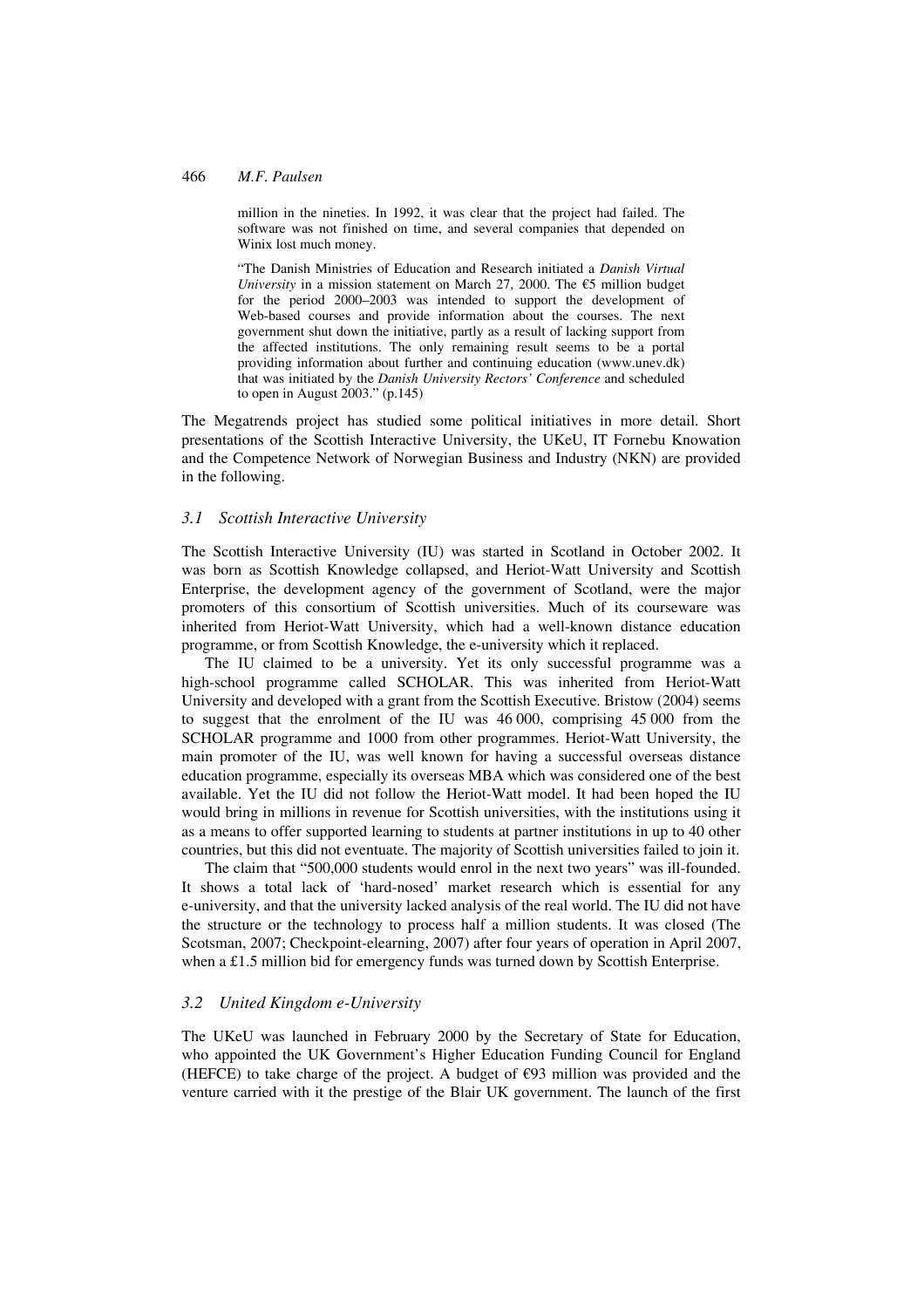> million in the nineties. In 1992, it was clear that the project had failed. The software was not finished on time, and several companies that depended on Winix lost much money.
>
> "The Danish Ministries of Education and Research initiated a *Danish Virtual University* in a mission statement on March 27, 2000. The €5 million budget for the period 2000–2003 was intended to support the development of Web-based courses and provide information about the courses. The next government shut down the initiative, partly as a result of lacking support from the affected institutions. The only remaining result seems to be a portal providing information about further and continuing education (www.unev.dk) that was initiated by the *Danish University Rectors' Conference* and scheduled to open in August 2003." (p.145)

The Megatrends project has studied some political initiatives in more detail. Short presentations of the Scottish Interactive University, the UKeU, IT Fornebu Knowation and the Competence Network of Norwegian Business and Industry (NKN) are provided in the following.

### *3.1 Scottish Interactive University*

The Scottish Interactive University (IU) was started in Scotland in October 2002. It was born as Scottish Knowledge collapsed, and Heriot-Watt University and Scottish Enterprise, the development agency of the government of Scotland, were the major promoters of this consortium of Scottish universities. Much of its courseware was inherited from Heriot-Watt University, which had a well-known distance education programme, or from Scottish Knowledge, the e-university which it replaced.

The IU claimed to be a university. Yet its only successful programme was a high-school programme called SCHOLAR. This was inherited from Heriot-Watt University and developed with a grant from the Scottish Executive. Bristow (2004) seems to suggest that the enrolment of the IU was 46 000, comprising 45 000 from the SCHOLAR programme and 1000 from other programmes. Heriot-Watt University, the main promoter of the IU, was well known for having a successful overseas distance education programme, especially its overseas MBA which was considered one of the best available. Yet the IU did not follow the Heriot-Watt model. It had been hoped the IU would bring in millions in revenue for Scottish universities, with the institutions using it as a means to offer supported learning to students at partner institutions in up to 40 other countries, but this did not eventuate. The majority of Scottish universities failed to join it.

The claim that "500,000 students would enrol in the next two years" was ill-founded. It shows a total lack of 'hard-nosed' market research which is essential for any e-university, and that the university lacked analysis of the real world. The IU did not have the structure or the technology to process half a million students. It was closed (The Scotsman, 2007; Checkpoint-elearning, 2007) after four years of operation in April 2007, when a £1.5 million bid for emergency funds was turned down by Scottish Enterprise.

### *3.2 United Kingdom e-University*

The UKeU was launched in February 2000 by the Secretary of State for Education, who appointed the UK Government's Higher Education Funding Council for England (HEFCE) to take charge of the project. A budget of €93 million was provided and the venture carried with it the prestige of the Blair UK government. The launch of the first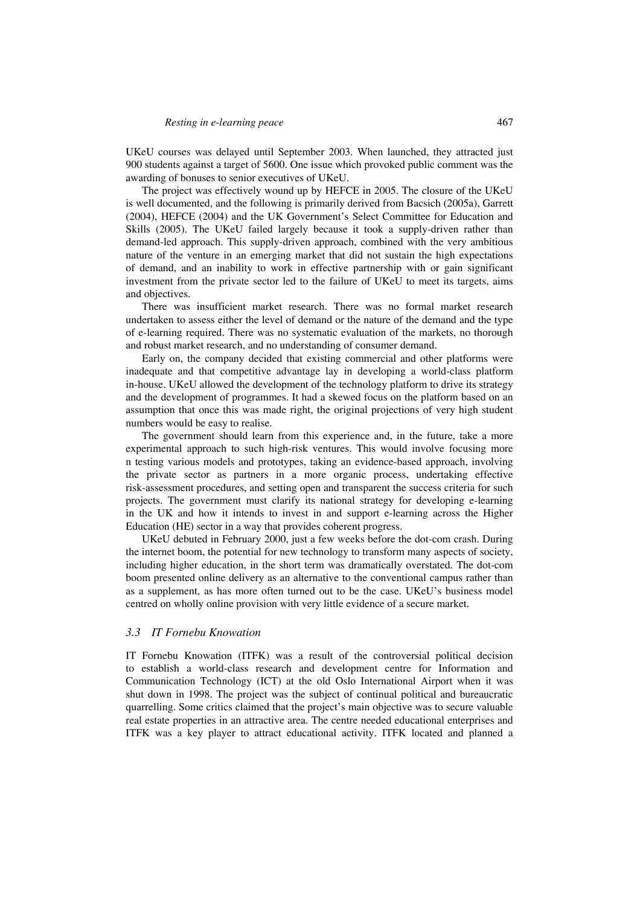UKeU courses was delayed until September 2003. When launched, they attracted just 900 students against a target of 5600. One issue which provoked public comment was the awarding of bonuses to senior executives of UKeU.

The project was effectively wound up by HEFCE in 2005. The closure of the UKeU is well documented, and the following is primarily derived from Bacsich (2005a), Garrett (2004), HEFCE (2004) and the UK Government's Select Committee for Education and Skills (2005). The UKeU failed largely because it took a supply-driven rather than demand-led approach. This supply-driven approach, combined with the very ambitious nature of the venture in an emerging market that did not sustain the high expectations of demand, and an inability to work in effective partnership with or gain significant investment from the private sector led to the failure of UKeU to meet its targets, aims and objectives.

There was insufficient market research. There was no formal market research undertaken to assess either the level of demand or the nature of the demand and the type of e-learning required. There was no systematic evaluation of the markets, no thorough and robust market research, and no understanding of consumer demand.

Early on, the company decided that existing commercial and other platforms were inadequate and that competitive advantage lay in developing a world-class platform in-house. UKeU allowed the development of the technology platform to drive its strategy and the development of programmes. It had a skewed focus on the platform based on an assumption that once this was made right, the original projections of very high student numbers would be easy to realise.

The government should learn from this experience and, in the future, take a more experimental approach to such high-risk ventures. This would involve focusing more n testing various models and prototypes, taking an evidence-based approach, involving the private sector as partners in a more organic process, undertaking effective risk-assessment procedures, and setting open and transparent the success criteria for such projects. The government must clarify its national strategy for developing e-learning in the UK and how it intends to invest in and support e-learning across the Higher Education (HE) sector in a way that provides coherent progress.

UKeU debuted in February 2000, just a few weeks before the dot-com crash. During the internet boom, the potential for new technology to transform many aspects of society, including higher education, in the short term was dramatically overstated. The dot-com boom presented online delivery as an alternative to the conventional campus rather than as a supplement, as has more often turned out to be the case. UKeU's business model centred on wholly online provision with very little evidence of a secure market.

### *3.3 IT Fornebu Knowation*

IT Fornebu Knowation (ITFK) was a result of the controversial political decision to establish a world-class research and development centre for Information and Communication Technology (ICT) at the old Oslo International Airport when it was shut down in 1998. The project was the subject of continual political and bureaucratic quarrelling. Some critics claimed that the project's main objective was to secure valuable real estate properties in an attractive area. The centre needed educational enterprises and ITFK was a key player to attract educational activity. ITFK located and planned a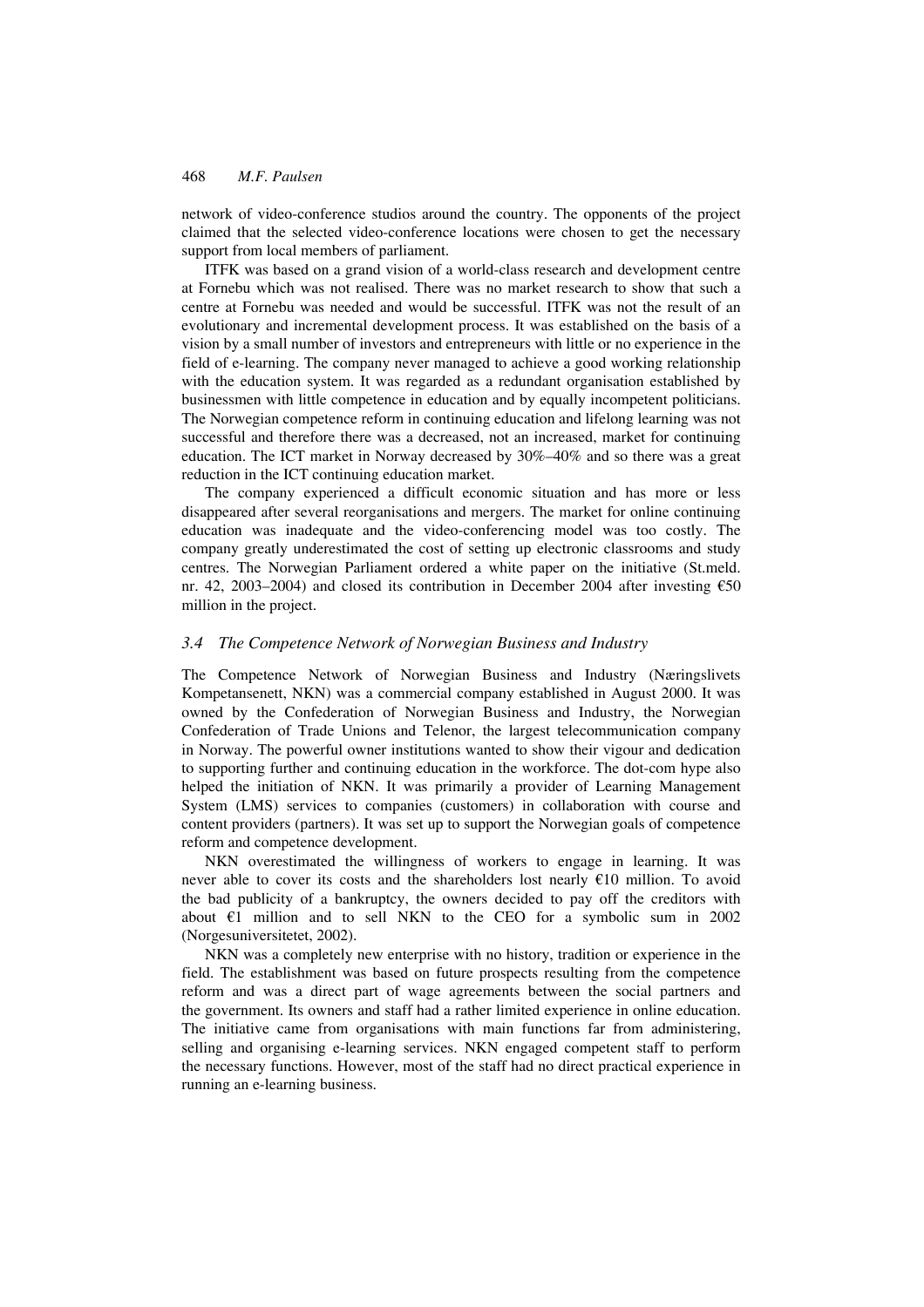network of video-conference studios around the country. The opponents of the project claimed that the selected video-conference locations were chosen to get the necessary support from local members of parliament.

ITFK was based on a grand vision of a world-class research and development centre at Fornebu which was not realised. There was no market research to show that such a centre at Fornebu was needed and would be successful. ITFK was not the result of an evolutionary and incremental development process. It was established on the basis of a vision by a small number of investors and entrepreneurs with little or no experience in the field of e-learning. The company never managed to achieve a good working relationship with the education system. It was regarded as a redundant organisation established by businessmen with little competence in education and by equally incompetent politicians. The Norwegian competence reform in continuing education and lifelong learning was not successful and therefore there was a decreased, not an increased, market for continuing education. The ICT market in Norway decreased by 30%–40% and so there was a great reduction in the ICT continuing education market.

The company experienced a difficult economic situation and has more or less disappeared after several reorganisations and mergers. The market for online continuing education was inadequate and the video-conferencing model was too costly. The company greatly underestimated the cost of setting up electronic classrooms and study centres. The Norwegian Parliament ordered a white paper on the initiative (St.meld. nr. 42, 2003–2004) and closed its contribution in December 2004 after investing €50 million in the project.

### 3.4 *The Competence Network of Norwegian Business and Industry*

The Competence Network of Norwegian Business and Industry (Næringslivets Kompetansenett, NKN) was a commercial company established in August 2000. It was owned by the Confederation of Norwegian Business and Industry, the Norwegian Confederation of Trade Unions and Telenor, the largest telecommunication company in Norway. The powerful owner institutions wanted to show their vigour and dedication to supporting further and continuing education in the workforce. The dot-com hype also helped the initiation of NKN. It was primarily a provider of Learning Management System (LMS) services to companies (customers) in collaboration with course and content providers (partners). It was set up to support the Norwegian goals of competence reform and competence development.

NKN overestimated the willingness of workers to engage in learning. It was never able to cover its costs and the shareholders lost nearly €10 million. To avoid the bad publicity of a bankruptcy, the owners decided to pay off the creditors with about €1 million and to sell NKN to the CEO for a symbolic sum in 2002 (Norgesuniversitetet, 2002).

NKN was a completely new enterprise with no history, tradition or experience in the field. The establishment was based on future prospects resulting from the competence reform and was a direct part of wage agreements between the social partners and the government. Its owners and staff had a rather limited experience in online education. The initiative came from organisations with main functions far from administering, selling and organising e-learning services. NKN engaged competent staff to perform the necessary functions. However, most of the staff had no direct practical experience in running an e-learning business.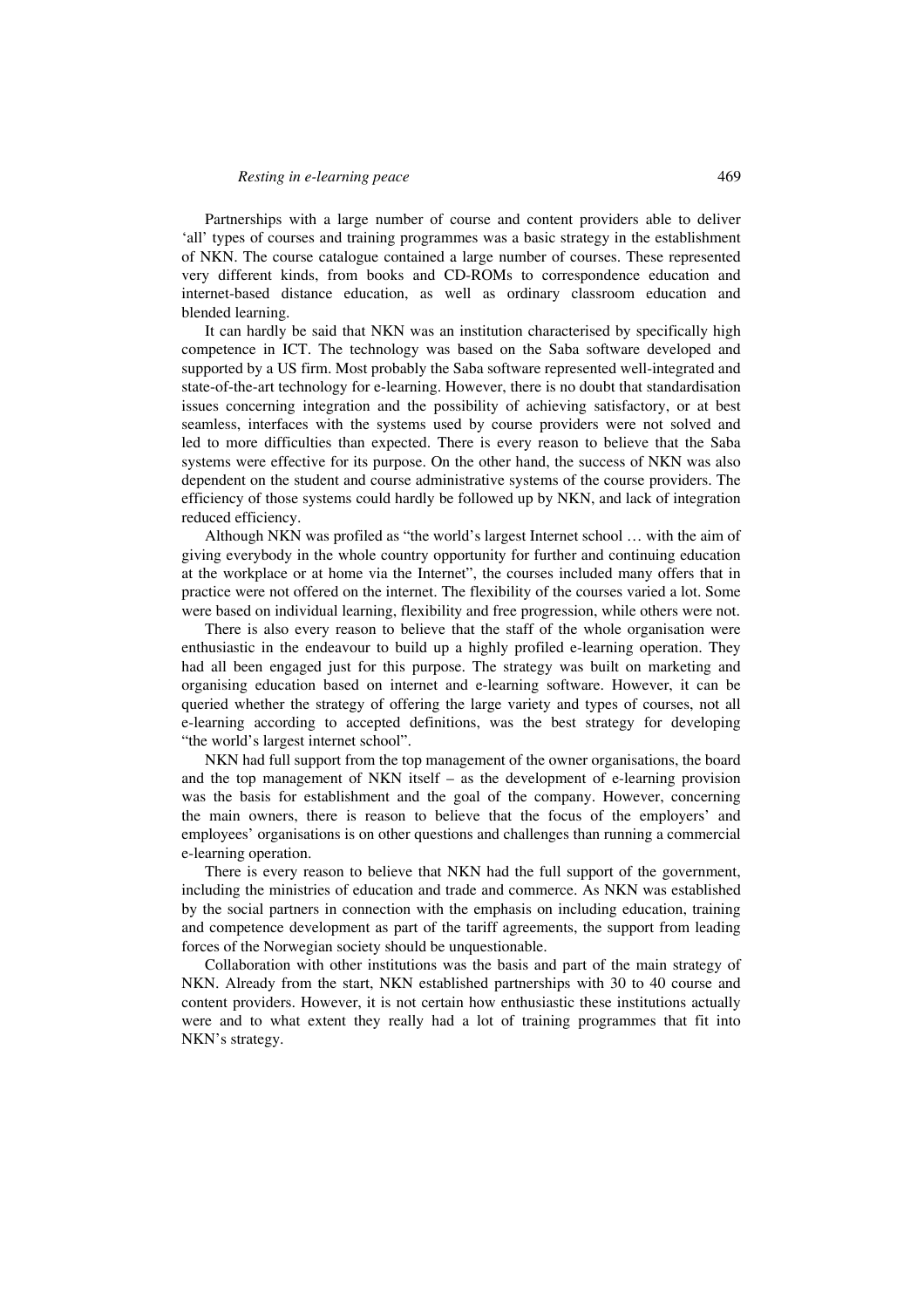Partnerships with a large number of course and content providers able to deliver 'all' types of courses and training programmes was a basic strategy in the establishment of NKN. The course catalogue contained a large number of courses. These represented very different kinds, from books and CD-ROMs to correspondence education and internet-based distance education, as well as ordinary classroom education and blended learning.

It can hardly be said that NKN was an institution characterised by specifically high competence in ICT. The technology was based on the Saba software developed and supported by a US firm. Most probably the Saba software represented well-integrated and state-of-the-art technology for e-learning. However, there is no doubt that standardisation issues concerning integration and the possibility of achieving satisfactory, or at best seamless, interfaces with the systems used by course providers were not solved and led to more difficulties than expected. There is every reason to believe that the Saba systems were effective for its purpose. On the other hand, the success of NKN was also dependent on the student and course administrative systems of the course providers. The efficiency of those systems could hardly be followed up by NKN, and lack of integration reduced efficiency.

Although NKN was profiled as "the world's largest Internet school … with the aim of giving everybody in the whole country opportunity for further and continuing education at the workplace or at home via the Internet", the courses included many offers that in practice were not offered on the internet. The flexibility of the courses varied a lot. Some were based on individual learning, flexibility and free progression, while others were not.

There is also every reason to believe that the staff of the whole organisation were enthusiastic in the endeavour to build up a highly profiled e-learning operation. They had all been engaged just for this purpose. The strategy was built on marketing and organising education based on internet and e-learning software. However, it can be queried whether the strategy of offering the large variety and types of courses, not all e-learning according to accepted definitions, was the best strategy for developing "the world's largest internet school".

NKN had full support from the top management of the owner organisations, the board and the top management of NKN itself – as the development of e-learning provision was the basis for establishment and the goal of the company. However, concerning the main owners, there is reason to believe that the focus of the employers' and employees' organisations is on other questions and challenges than running a commercial e-learning operation.

There is every reason to believe that NKN had the full support of the government, including the ministries of education and trade and commerce. As NKN was established by the social partners in connection with the emphasis on including education, training and competence development as part of the tariff agreements, the support from leading forces of the Norwegian society should be unquestionable.

Collaboration with other institutions was the basis and part of the main strategy of NKN. Already from the start, NKN established partnerships with 30 to 40 course and content providers. However, it is not certain how enthusiastic these institutions actually were and to what extent they really had a lot of training programmes that fit into NKN's strategy.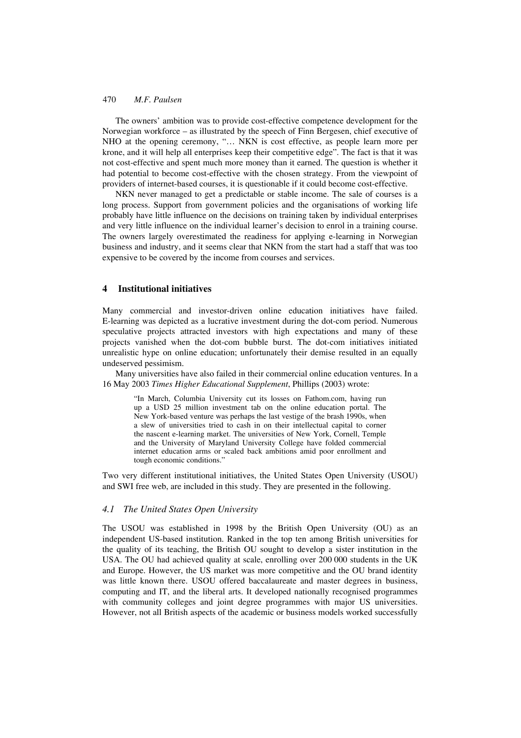The owners' ambition was to provide cost-effective competence development for the Norwegian workforce – as illustrated by the speech of Finn Bergesen, chief executive of NHO at the opening ceremony, "… NKN is cost effective, as people learn more per krone, and it will help all enterprises keep their competitive edge". The fact is that it was not cost-effective and spent much more money than it earned. The question is whether it had potential to become cost-effective with the chosen strategy. From the viewpoint of providers of internet-based courses, it is questionable if it could become cost-effective.

NKN never managed to get a predictable or stable income. The sale of courses is a long process. Support from government policies and the organisations of working life probably have little influence on the decisions on training taken by individual enterprises and very little influence on the individual learner's decision to enrol in a training course. The owners largely overestimated the readiness for applying e-learning in Norwegian business and industry, and it seems clear that NKN from the start had a staff that was too expensive to be covered by the income from courses and services.

## 4 Institutional initiatives

Many commercial and investor-driven online education initiatives have failed. E-learning was depicted as a lucrative investment during the dot-com period. Numerous speculative projects attracted investors with high expectations and many of these projects vanished when the dot-com bubble burst. The dot-com initiatives initiated unrealistic hype on online education; unfortunately their demise resulted in an equally undeserved pessimism.

Many universities have also failed in their commercial online education ventures. In a 16 May 2003 *Times Higher Educational Supplement*, Phillips (2003) wrote:

> "In March, Columbia University cut its losses on Fathom.com, having run up a USD 25 million investment tab on the online education portal. The New York-based venture was perhaps the last vestige of the brash 1990s, when a slew of universities tried to cash in on their intellectual capital to corner the nascent e-learning market. The universities of New York, Cornell, Temple and the University of Maryland University College have folded commercial internet education arms or scaled back ambitions amid poor enrollment and tough economic conditions."

Two very different institutional initiatives, the United States Open University (USOU) and SWI free web, are included in this study. They are presented in the following.

### *4.1 The United States Open University*

The USOU was established in 1998 by the British Open University (OU) as an independent US-based institution. Ranked in the top ten among British universities for the quality of its teaching, the British OU sought to develop a sister institution in the USA. The OU had achieved quality at scale, enrolling over 200 000 students in the UK and Europe. However, the US market was more competitive and the OU brand identity was little known there. USOU offered baccalaureate and master degrees in business, computing and IT, and the liberal arts. It developed nationally recognised programmes with community colleges and joint degree programmes with major US universities. However, not all British aspects of the academic or business models worked successfully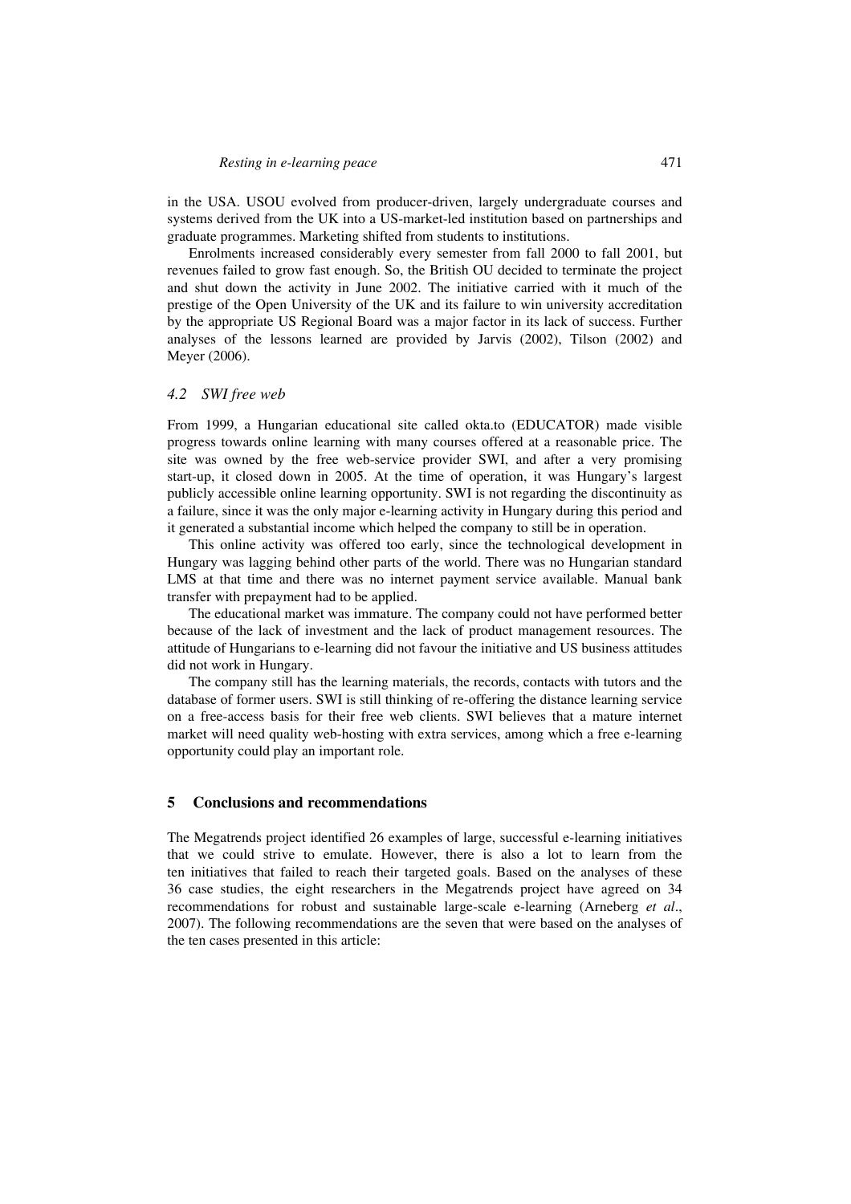in the USA. USOU evolved from producer-driven, largely undergraduate courses and systems derived from the UK into a US-market-led institution based on partnerships and graduate programmes. Marketing shifted from students to institutions.

Enrolments increased considerably every semester from fall 2000 to fall 2001, but revenues failed to grow fast enough. So, the British OU decided to terminate the project and shut down the activity in June 2002. The initiative carried with it much of the prestige of the Open University of the UK and its failure to win university accreditation by the appropriate US Regional Board was a major factor in its lack of success. Further analyses of the lessons learned are provided by Jarvis (2002), Tilson (2002) and Meyer (2006).

### *4.2 SWI free web*

From 1999, a Hungarian educational site called okta.to (EDUCATOR) made visible progress towards online learning with many courses offered at a reasonable price. The site was owned by the free web-service provider SWI, and after a very promising start-up, it closed down in 2005. At the time of operation, it was Hungary's largest publicly accessible online learning opportunity. SWI is not regarding the discontinuity as a failure, since it was the only major e-learning activity in Hungary during this period and it generated a substantial income which helped the company to still be in operation.

This online activity was offered too early, since the technological development in Hungary was lagging behind other parts of the world. There was no Hungarian standard LMS at that time and there was no internet payment service available. Manual bank transfer with prepayment had to be applied.

The educational market was immature. The company could not have performed better because of the lack of investment and the lack of product management resources. The attitude of Hungarians to e-learning did not favour the initiative and US business attitudes did not work in Hungary.

The company still has the learning materials, the records, contacts with tutors and the database of former users. SWI is still thinking of re-offering the distance learning service on a free-access basis for their free web clients. SWI believes that a mature internet market will need quality web-hosting with extra services, among which a free e-learning opportunity could play an important role.

## 5 Conclusions and recommendations

The Megatrends project identified 26 examples of large, successful e-learning initiatives that we could strive to emulate. However, there is also a lot to learn from the ten initiatives that failed to reach their targeted goals. Based on the analyses of these 36 case studies, the eight researchers in the Megatrends project have agreed on 34 recommendations for robust and sustainable large-scale e-learning (Arneberg *et al*., 2007). The following recommendations are the seven that were based on the analyses of the ten cases presented in this article: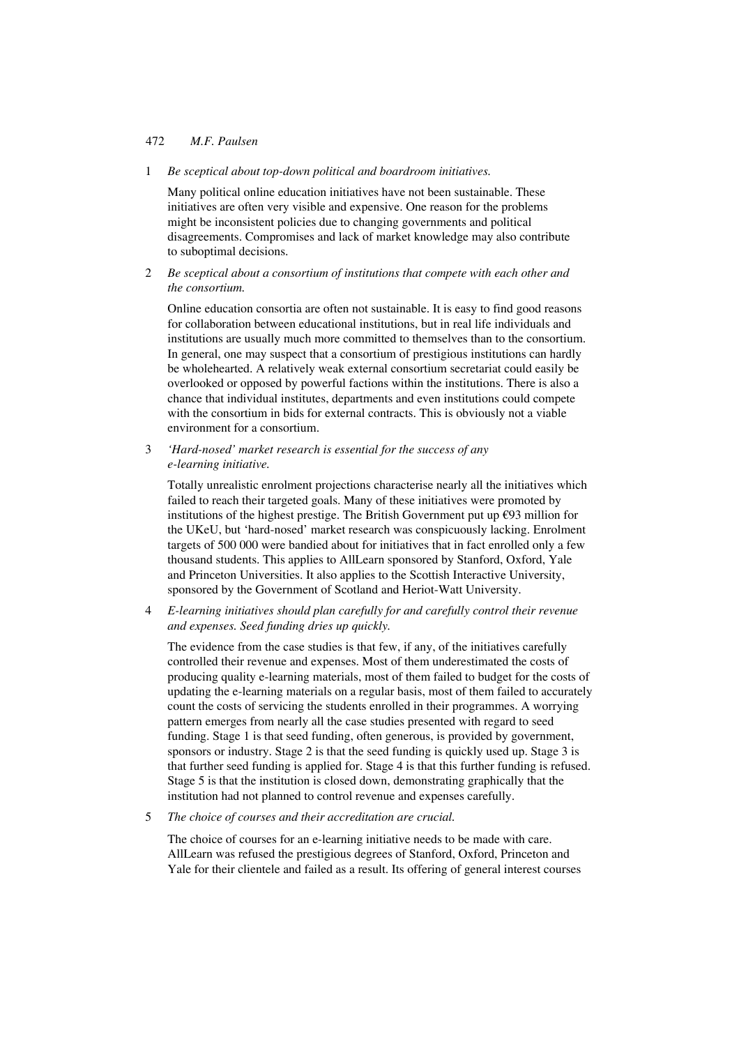1 *Be sceptical about top-down political and boardroom initiatives.*

   Many political online education initiatives have not been sustainable. These initiatives are often very visible and expensive. One reason for the problems might be inconsistent policies due to changing governments and political disagreements. Compromises and lack of market knowledge may also contribute to suboptimal decisions.

2 *Be sceptical about a consortium of institutions that compete with each other and the consortium.*

   Online education consortia are often not sustainable. It is easy to find good reasons for collaboration between educational institutions, but in real life individuals and institutions are usually much more committed to themselves than to the consortium. In general, one may suspect that a consortium of prestigious institutions can hardly be wholehearted. A relatively weak external consortium secretariat could easily be overlooked or opposed by powerful factions within the institutions. There is also a chance that individual institutes, departments and even institutions could compete with the consortium in bids for external contracts. This is obviously not a viable environment for a consortium.

3 *'Hard-nosed' market research is essential for the success of any e-learning initiative.*

   Totally unrealistic enrolment projections characterise nearly all the initiatives which failed to reach their targeted goals. Many of these initiatives were promoted by institutions of the highest prestige. The British Government put up €93 million for the UKeU, but 'hard-nosed' market research was conspicuously lacking. Enrolment targets of 500 000 were bandied about for initiatives that in fact enrolled only a few thousand students. This applies to AllLearn sponsored by Stanford, Oxford, Yale and Princeton Universities. It also applies to the Scottish Interactive University, sponsored by the Government of Scotland and Heriot-Watt University.

4 *E-learning initiatives should plan carefully for and carefully control their revenue and expenses. Seed funding dries up quickly.*

   The evidence from the case studies is that few, if any, of the initiatives carefully controlled their revenue and expenses. Most of them underestimated the costs of producing quality e-learning materials, most of them failed to budget for the costs of updating the e-learning materials on a regular basis, most of them failed to accurately count the costs of servicing the students enrolled in their programmes. A worrying pattern emerges from nearly all the case studies presented with regard to seed funding. Stage 1 is that seed funding, often generous, is provided by government, sponsors or industry. Stage 2 is that the seed funding is quickly used up. Stage 3 is that further seed funding is applied for. Stage 4 is that this further funding is refused. Stage 5 is that the institution is closed down, demonstrating graphically that the institution had not planned to control revenue and expenses carefully.

5 *The choice of courses and their accreditation are crucial.*

   The choice of courses for an e-learning initiative needs to be made with care. AllLearn was refused the prestigious degrees of Stanford, Oxford, Princeton and Yale for their clientele and failed as a result. Its offering of general interest courses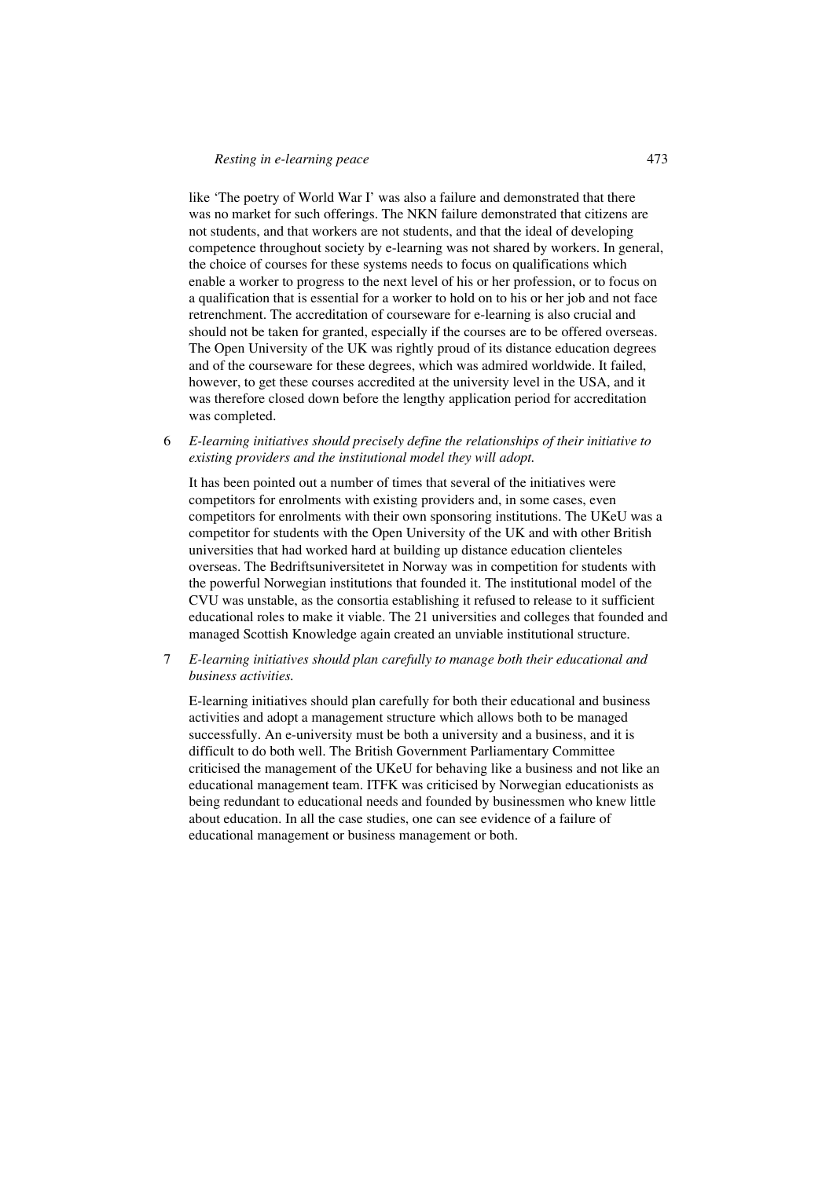like 'The poetry of World War I' was also a failure and demonstrated that there was no market for such offerings. The NKN failure demonstrated that citizens are not students, and that workers are not students, and that the ideal of developing competence throughout society by e-learning was not shared by workers. In general, the choice of courses for these systems needs to focus on qualifications which enable a worker to progress to the next level of his or her profession, or to focus on a qualification that is essential for a worker to hold on to his or her job and not face retrenchment. The accreditation of courseware for e-learning is also crucial and should not be taken for granted, especially if the courses are to be offered overseas. The Open University of the UK was rightly proud of its distance education degrees and of the courseware for these degrees, which was admired worldwide. It failed, however, to get these courses accredited at the university level in the USA, and it was therefore closed down before the lengthy application period for accreditation was completed.

6 *E-learning initiatives should precisely define the relationships of their initiative to existing providers and the institutional model they will adopt.*

   It has been pointed out a number of times that several of the initiatives were competitors for enrolments with existing providers and, in some cases, even competitors for enrolments with their own sponsoring institutions. The UKeU was a competitor for students with the Open University of the UK and with other British universities that had worked hard at building up distance education clienteles overseas. The Bedriftsuniversitetet in Norway was in competition for students with the powerful Norwegian institutions that founded it. The institutional model of the CVU was unstable, as the consortia establishing it refused to release to it sufficient educational roles to make it viable. The 21 universities and colleges that founded and managed Scottish Knowledge again created an unviable institutional structure.

7 *E-learning initiatives should plan carefully to manage both their educational and business activities.*

   E-learning initiatives should plan carefully for both their educational and business activities and adopt a management structure which allows both to be managed successfully. An e-university must be both a university and a business, and it is difficult to do both well. The British Government Parliamentary Committee criticised the management of the UKeU for behaving like a business and not like an educational management team. ITFK was criticised by Norwegian educationists as being redundant to educational needs and founded by businessmen who knew little about education. In all the case studies, one can see evidence of a failure of educational management or business management or both.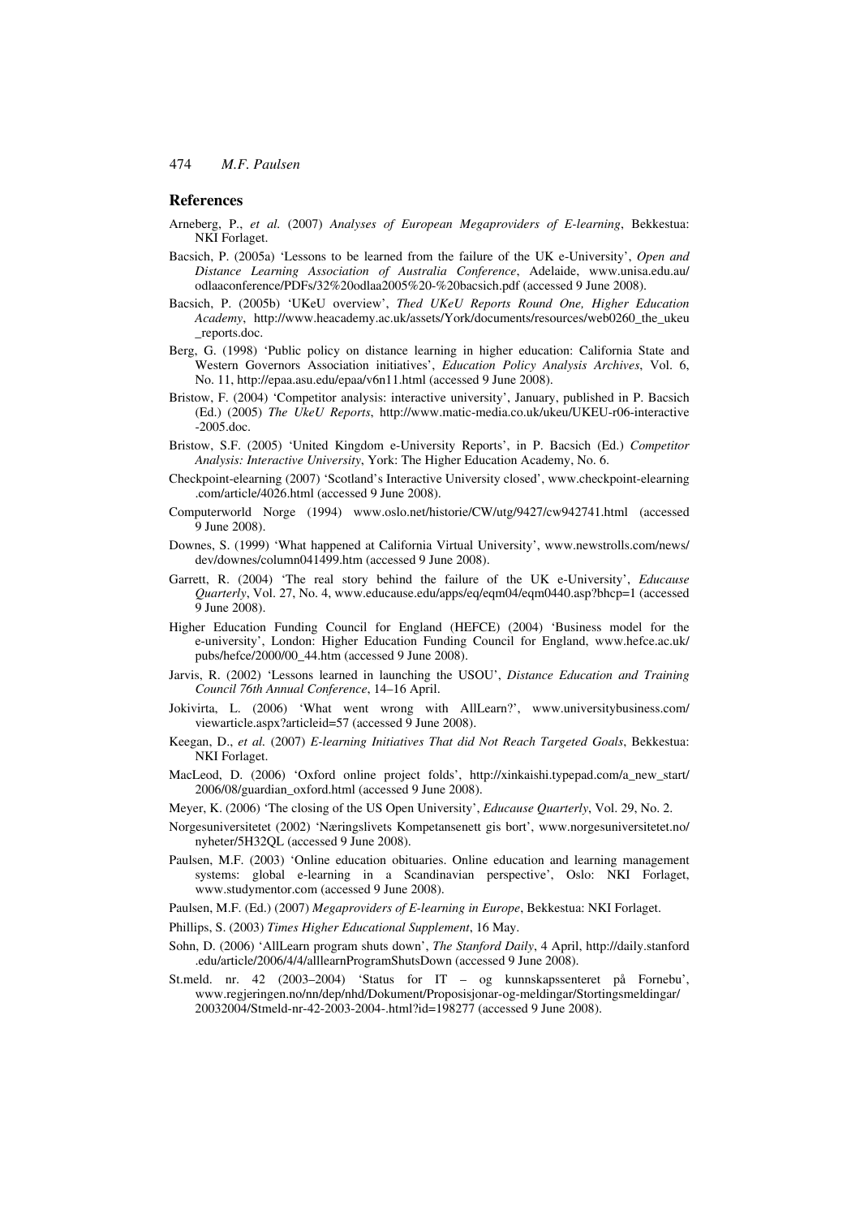## References

Arneberg, P., *et al.* (2007) *Analyses of European Megaproviders of E-learning*, Bekkestua: NKI Forlaget.

Bacsich, P. (2005a) 'Lessons to be learned from the failure of the UK e-University', *Open and Distance Learning Association of Australia Conference*, Adelaide, www.unisa.edu.au/odlaaconference/PDFs/32%20odlaa2005%20-%20bacsich.pdf (accessed 9 June 2008).

Bacsich, P. (2005b) 'UKeU overview', *Thed UKeU Reports Round One, Higher Education Academy*, http://www.heacademy.ac.uk/assets/York/documents/resources/web0260_the_ukeu_reports.doc.

Berg, G. (1998) 'Public policy on distance learning in higher education: California State and Western Governors Association initiatives', *Education Policy Analysis Archives*, Vol. 6, No. 11, http://epaa.asu.edu/epaa/v6n11.html (accessed 9 June 2008).

Bristow, F. (2004) 'Competitor analysis: interactive university', January, published in P. Bacsich (Ed.) (2005) *The UkeU Reports*, http://www.matic-media.co.uk/ukeu/UKEU-r06-interactive-2005.doc.

Bristow, S.F. (2005) 'United Kingdom e-University Reports', in P. Bacsich (Ed.) *Competitor Analysis: Interactive University*, York: The Higher Education Academy, No. 6.

Checkpoint-elearning (2007) 'Scotland's Interactive University closed', www.checkpoint-elearning.com/article/4026.html (accessed 9 June 2008).

Computerworld Norge (1994) www.oslo.net/historie/CW/utg/9427/cw942741.html (accessed 9 June 2008).

Downes, S. (1999) 'What happened at California Virtual University', www.newstrolls.com/news/dev/downes/column041499.htm (accessed 9 June 2008).

Garrett, R. (2004) 'The real story behind the failure of the UK e-University', *Educause Quarterly*, Vol. 27, No. 4, www.educause.edu/apps/eq/eqm04/eqm0440.asp?bhcp=1 (accessed 9 June 2008).

Higher Education Funding Council for England (HEFCE) (2004) 'Business model for the e-university', London: Higher Education Funding Council for England, www.hefce.ac.uk/pubs/hefce/2000/00_44.htm (accessed 9 June 2008).

Jarvis, R. (2002) 'Lessons learned in launching the USOU', *Distance Education and Training Council 76th Annual Conference*, 14–16 April.

Jokivirta, L. (2006) 'What went wrong with AllLearn?', www.universitybusiness.com/viewarticle.aspx?articleid=57 (accessed 9 June 2008).

Keegan, D., *et al.* (2007) *E-learning Initiatives That did Not Reach Targeted Goals*, Bekkestua: NKI Forlaget.

MacLeod, D. (2006) 'Oxford online project folds', http://xinkaishi.typepad.com/a_new_start/2006/08/guardian_oxford.html (accessed 9 June 2008).

Meyer, K. (2006) 'The closing of the US Open University', *Educause Quarterly*, Vol. 29, No. 2.

Norgesuniversitetet (2002) 'Næringslivets Kompetansenett gis bort', www.norgesuniversitetet.no/nyheter/5H32QL (accessed 9 June 2008).

Paulsen, M.F. (2003) 'Online education obituaries. Online education and learning management systems: global e-learning in a Scandinavian perspective', Oslo: NKI Forlaget, www.studymentor.com (accessed 9 June 2008).

Paulsen, M.F. (Ed.) (2007) *Megaproviders of E-learning in Europe*, Bekkestua: NKI Forlaget.

Phillips, S. (2003) *Times Higher Educational Supplement*, 16 May.

Sohn, D. (2006) 'AllLearn program shuts down', *The Stanford Daily*, 4 April, http://daily.stanford.edu/article/2006/4/4/alllearnProgramShutsDown (accessed 9 June 2008).

St.meld. nr. 42 (2003–2004) 'Status for IT – og kunnskapssenteret på Fornebu', www.regjeringen.no/nn/dep/nhd/Dokument/Proposisjonar-og-meldingar/Stortingsmeldingar/20032004/Stmeld-nr-42-2003-2004-.html?id=198277 (accessed 9 June 2008).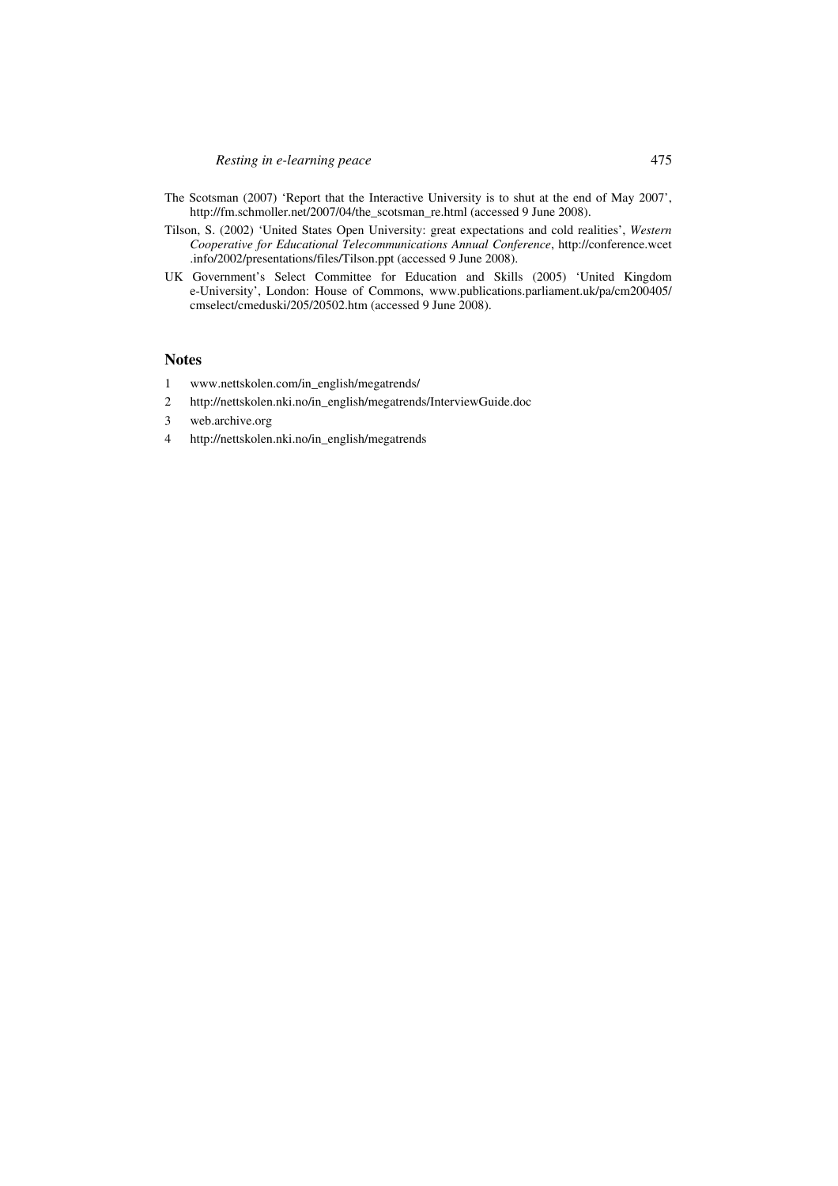The Scotsman (2007) 'Report that the Interactive University is to shut at the end of May 2007', http://fm.schmoller.net/2007/04/the_scotsman_re.html (accessed 9 June 2008).

Tilson, S. (2002) 'United States Open University: great expectations and cold realities', *Western Cooperative for Educational Telecommunications Annual Conference*, http://conference.wcet .info/2002/presentations/files/Tilson.ppt (accessed 9 June 2008).

UK Government's Select Committee for Education and Skills (2005) 'United Kingdom e-University', London: House of Commons, www.publications.parliament.uk/pa/cm200405/ cmselect/cmeduski/205/20502.htm (accessed 9 June 2008).

## Notes

1 www.nettskolen.com/in_english/megatrends/

2 http://nettskolen.nki.no/in_english/megatrends/InterviewGuide.doc

3 web.archive.org

4 http://nettskolen.nki.no/in_english/megatrends